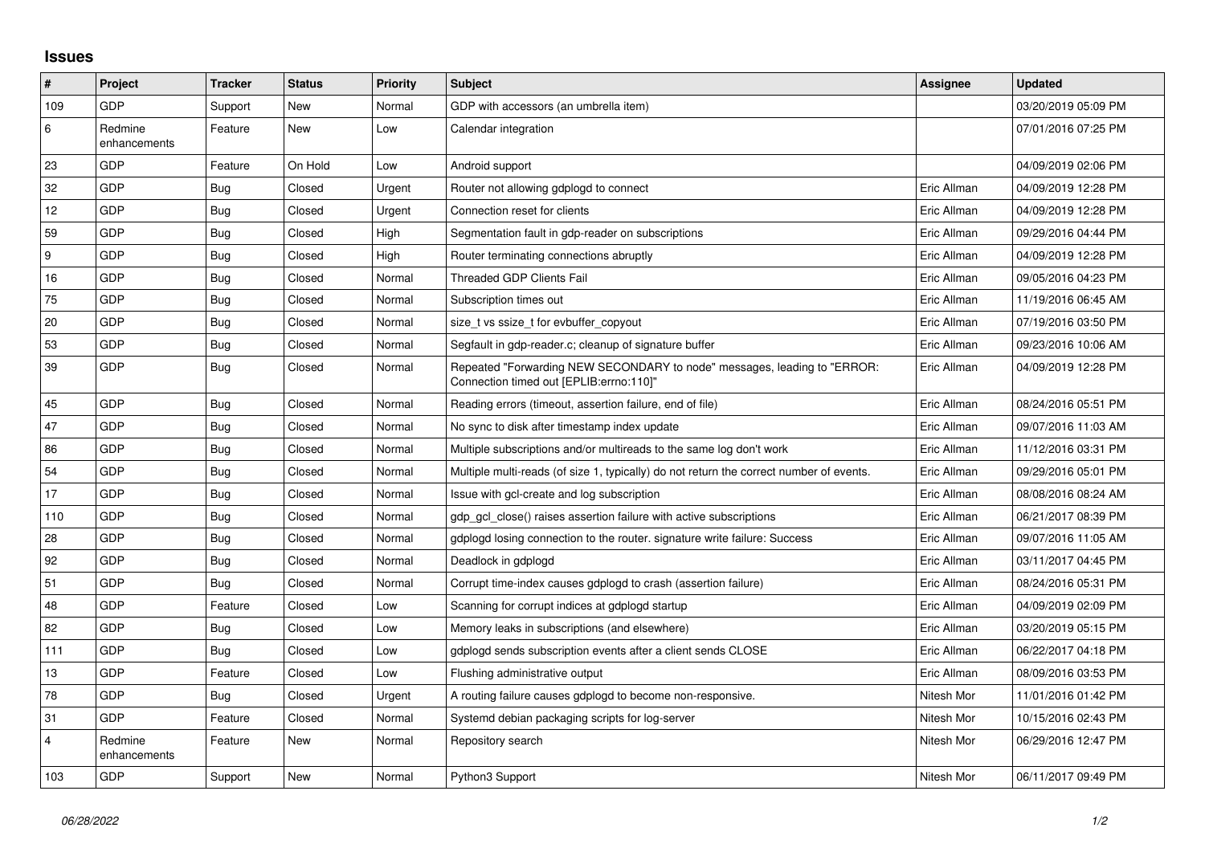## Issues

| # | Project | Tracker | Status | Priority | Subject | Assignee | Updated |
|---|---|---|---|---|---|---|---|
| 109 | GDP | Support | New | Normal | GDP with accessors (an umbrella item) | | 03/20/2019 05:09 PM |
| 6 | Redmine enhancements | Feature | New | Low | Calendar integration | | 07/01/2016 07:25 PM |
| 23 | GDP | Feature | On Hold | Low | Android support | | 04/09/2019 02:06 PM |
| 32 | GDP | Bug | Closed | Urgent | Router not allowing gdplogd to connect | Eric Allman | 04/09/2019 12:28 PM |
| 12 | GDP | Bug | Closed | Urgent | Connection reset for clients | Eric Allman | 04/09/2019 12:28 PM |
| 59 | GDP | Bug | Closed | High | Segmentation fault in gdp-reader on subscriptions | Eric Allman | 09/29/2016 04:44 PM |
| 9 | GDP | Bug | Closed | High | Router terminating connections abruptly | Eric Allman | 04/09/2019 12:28 PM |
| 16 | GDP | Bug | Closed | Normal | Threaded GDP Clients Fail | Eric Allman | 09/05/2016 04:23 PM |
| 75 | GDP | Bug | Closed | Normal | Subscription times out | Eric Allman | 11/19/2016 06:45 AM |
| 20 | GDP | Bug | Closed | Normal | size_t vs ssize_t for evbuffer_copyout | Eric Allman | 07/19/2016 03:50 PM |
| 53 | GDP | Bug | Closed | Normal | Segfault in gdp-reader.c; cleanup of signature buffer | Eric Allman | 09/23/2016 10:06 AM |
| 39 | GDP | Bug | Closed | Normal | Repeated "Forwarding NEW SECONDARY to node" messages, leading to "ERROR: Connection timed out [EPLIB:errno:110]" | Eric Allman | 04/09/2019 12:28 PM |
| 45 | GDP | Bug | Closed | Normal | Reading errors (timeout, assertion failure, end of file) | Eric Allman | 08/24/2016 05:51 PM |
| 47 | GDP | Bug | Closed | Normal | No sync to disk after timestamp index update | Eric Allman | 09/07/2016 11:03 AM |
| 86 | GDP | Bug | Closed | Normal | Multiple subscriptions and/or multireads to the same log don't work | Eric Allman | 11/12/2016 03:31 PM |
| 54 | GDP | Bug | Closed | Normal | Multiple multi-reads (of size 1, typically) do not return the correct number of events. | Eric Allman | 09/29/2016 05:01 PM |
| 17 | GDP | Bug | Closed | Normal | Issue with gcl-create and log subscription | Eric Allman | 08/08/2016 08:24 AM |
| 110 | GDP | Bug | Closed | Normal | gdp_gcl_close() raises assertion failure with active subscriptions | Eric Allman | 06/21/2017 08:39 PM |
| 28 | GDP | Bug | Closed | Normal | gdplogd losing connection to the router. signature write failure: Success | Eric Allman | 09/07/2016 11:05 AM |
| 92 | GDP | Bug | Closed | Normal | Deadlock in gdplogd | Eric Allman | 03/11/2017 04:45 PM |
| 51 | GDP | Bug | Closed | Normal | Corrupt time-index causes gdplogd to crash (assertion failure) | Eric Allman | 08/24/2016 05:31 PM |
| 48 | GDP | Feature | Closed | Low | Scanning for corrupt indices at gdplogd startup | Eric Allman | 04/09/2019 02:09 PM |
| 82 | GDP | Bug | Closed | Low | Memory leaks in subscriptions (and elsewhere) | Eric Allman | 03/20/2019 05:15 PM |
| 111 | GDP | Bug | Closed | Low | gdplogd sends subscription events after a client sends CLOSE | Eric Allman | 06/22/2017 04:18 PM |
| 13 | GDP | Feature | Closed | Low | Flushing administrative output | Eric Allman | 08/09/2016 03:53 PM |
| 78 | GDP | Bug | Closed | Urgent | A routing failure causes gdplogd to become non-responsive. | Nitesh Mor | 11/01/2016 01:42 PM |
| 31 | GDP | Feature | Closed | Normal | Systemd debian packaging scripts for log-server | Nitesh Mor | 10/15/2016 02:43 PM |
| 4 | Redmine enhancements | Feature | New | Normal | Repository search | Nitesh Mor | 06/29/2016 12:47 PM |
| 103 | GDP | Support | New | Normal | Python3 Support | Nitesh Mor | 06/11/2017 09:49 PM |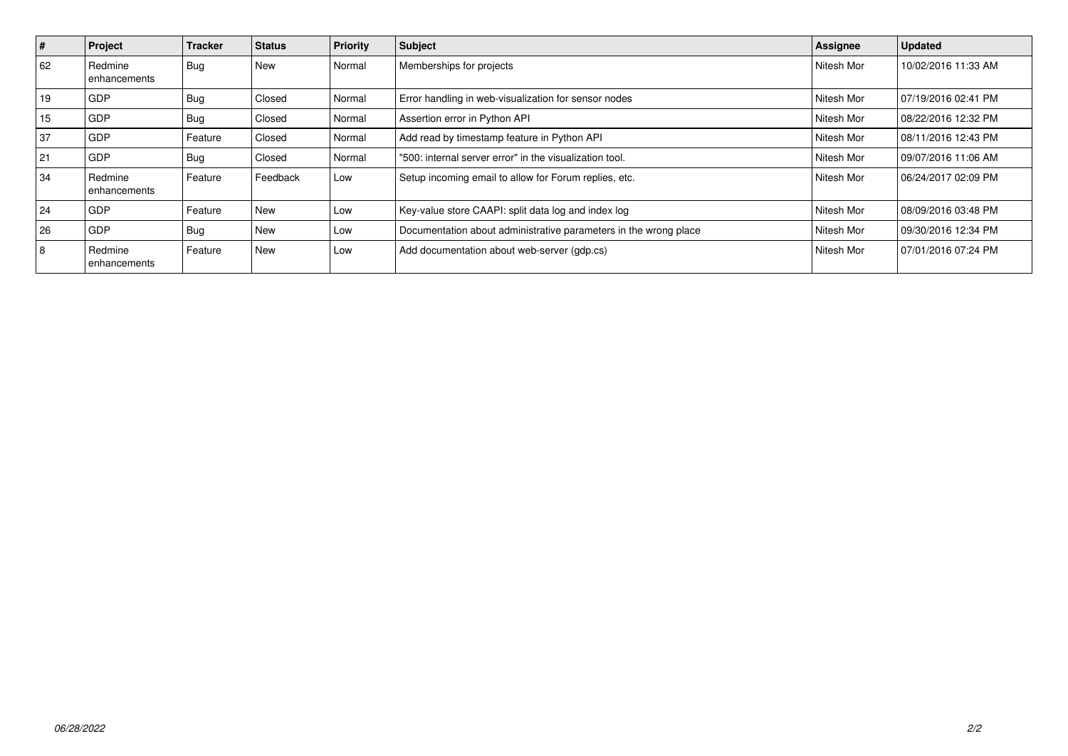| # | Project | Tracker | Status | Priority | Subject | Assignee | Updated |
|---|---|---|---|---|---|---|---|
| 62 | Redmine enhancements | Bug | New | Normal | Memberships for projects | Nitesh Mor | 10/02/2016 11:33 AM |
| 19 | GDP | Bug | Closed | Normal | Error handling in web-visualization for sensor nodes | Nitesh Mor | 07/19/2016 02:41 PM |
| 15 | GDP | Bug | Closed | Normal | Assertion error in Python API | Nitesh Mor | 08/22/2016 12:32 PM |
| 37 | GDP | Feature | Closed | Normal | Add read by timestamp feature in Python API | Nitesh Mor | 08/11/2016 12:43 PM |
| 21 | GDP | Bug | Closed | Normal | "500: internal server error" in the visualization tool. | Nitesh Mor | 09/07/2016 11:06 AM |
| 34 | Redmine enhancements | Feature | Feedback | Low | Setup incoming email to allow for Forum replies, etc. | Nitesh Mor | 06/24/2017 02:09 PM |
| 24 | GDP | Feature | New | Low | Key-value store CAAPI: split data log and index log | Nitesh Mor | 08/09/2016 03:48 PM |
| 26 | GDP | Bug | New | Low | Documentation about administrative parameters in the wrong place | Nitesh Mor | 09/30/2016 12:34 PM |
| 8 | Redmine enhancements | Feature | New | Low | Add documentation about web-server (gdp.cs) | Nitesh Mor | 07/01/2016 07:24 PM |